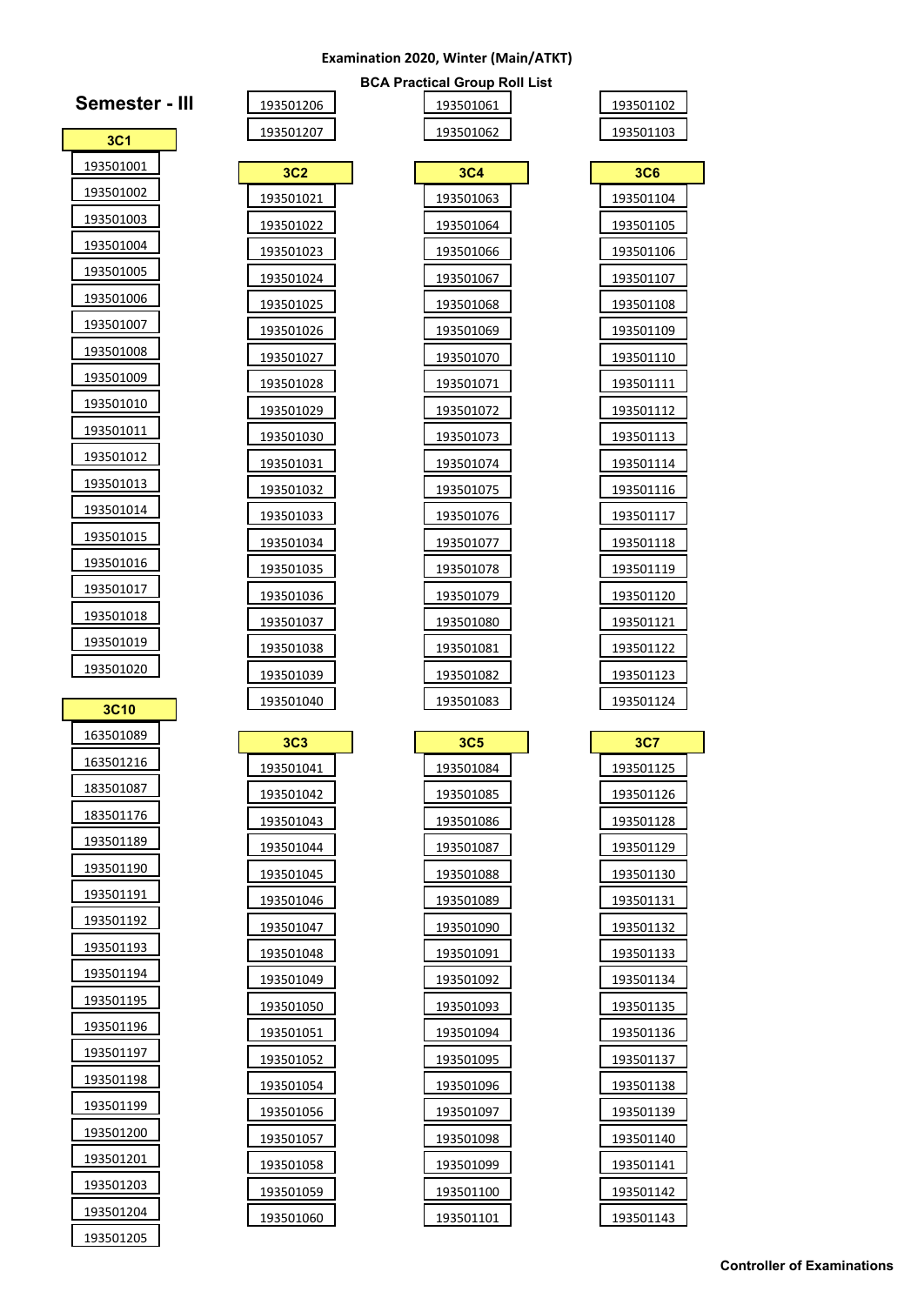**Examination 2020, Winter (Main/ATKT)**

**BCA Practical Group Roll List**

## Semester - III

**3C1**

193501001
193501002
193501003
193501004
193501005
193501006
193501007
193501008
193501009
193501010
193501011
193501012
193501013
193501014
193501015
193501016
193501017
193501018
193501019
193501020

**3C10**

163501089
163501216
183501087
183501176
193501189
193501190
193501191
193501192
193501193
193501194
193501195
193501196
193501197
193501198
193501199
193501200
193501201
193501203
193501204
193501205
193501206
193501207

**3C2**

193501021
193501022
193501023
193501024
193501025
193501026
193501027
193501028
193501029
193501030
193501031
193501032
193501033
193501034
193501035
193501036
193501037
193501038
193501039
193501040

**3C3**

193501041
193501042
193501043
193501044
193501045
193501046
193501047
193501048
193501049
193501050
193501051
193501052
193501054
193501056
193501057
193501058
193501059
193501060
193501061
193501062

**3C4**

193501063
193501064
193501066
193501067
193501068
193501069
193501070
193501071
193501072
193501073
193501074
193501075
193501076
193501077
193501078
193501079
193501080
193501081
193501082
193501083

**3C5**

193501084
193501085
193501086
193501087
193501088
193501089
193501090
193501091
193501092
193501093
193501094
193501095
193501096
193501097
193501098
193501099
193501100
193501101
193501102
193501103

**3C6**

193501104
193501105
193501106
193501107
193501108
193501109
193501110
193501111
193501112
193501113
193501114
193501116
193501117
193501118
193501119
193501120
193501121
193501122
193501123
193501124

**3C7**

193501125
193501126
193501128
193501129
193501130
193501131
193501132
193501133
193501134
193501135
193501136
193501137
193501138
193501139
193501140
193501141
193501142
193501143

**Controller of Examinations**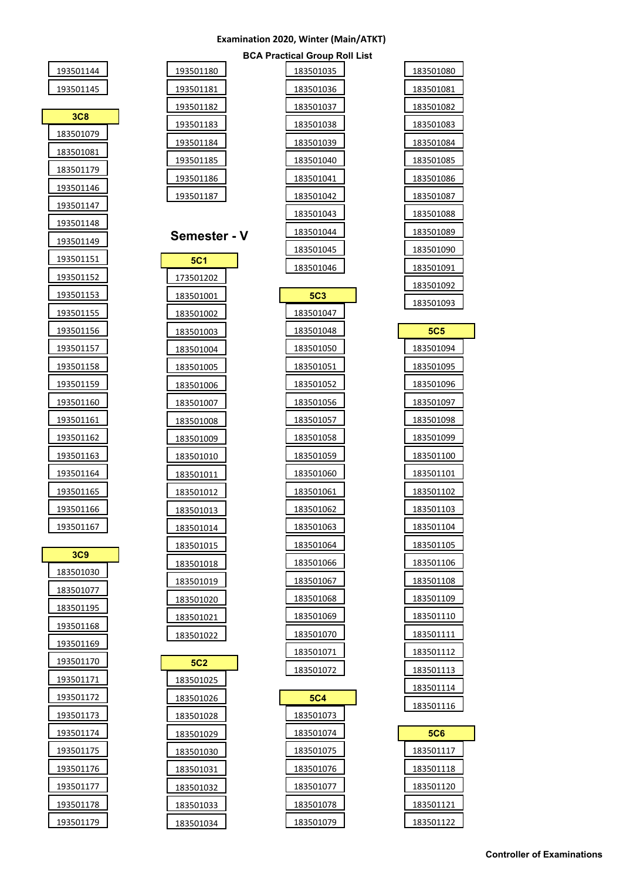### Examination 2020, Winter (Main/ATKT)

#### BCA Practical Group Roll List

193501144
193501145

**3C8**

183501079
183501081
183501179
193501146
193501147
193501148
193501149
193501151
193501152
193501153
193501155
193501156
193501157
193501158
193501159
193501160
193501161
193501162
193501163
193501164
193501165
193501166
193501167

**3C9**

183501030
183501077
183501195
193501168
193501169
193501170
193501171
193501172
193501173
193501174
193501175
193501176
193501177
193501178
193501179
193501180
193501181
193501182
193501183
193501184
193501185
193501186
193501187

## Semester - V

**5C1**

173501202
183501001
183501002
183501003
183501004
183501005
183501006
183501007
183501008
183501009
183501010
183501011
183501012
183501013
183501014
183501015
183501018
183501019
183501020
183501021
183501022

**5C2**

183501025
183501026
183501028
183501029
183501030
183501031
183501032
183501033
183501034
183501035
183501036
183501037
183501038
183501039
183501040
183501041
183501042
183501043
183501044
183501045
183501046

**5C3**

183501047
183501048
183501050
183501051
183501052
183501056
183501057
183501058
183501059
183501060
183501061
183501062
183501063
183501064
183501066
183501067
183501068
183501069
183501070
183501071
183501072

**5C4**

183501073
183501074
183501075
183501076
183501077
183501078
183501079
183501080
183501081
183501082
183501083
183501084
183501085
183501086
183501087
183501088
183501089
183501090
183501091
183501092
183501093

**5C5**

183501094
183501095
183501096
183501097
183501098
183501099
183501100
183501101
183501102
183501103
183501104
183501105
183501106
183501108
183501109
183501110
183501111
183501112
183501113
183501114
183501116

**5C6**

183501117
183501118
183501120
183501121
183501122

**Controller of Examinations**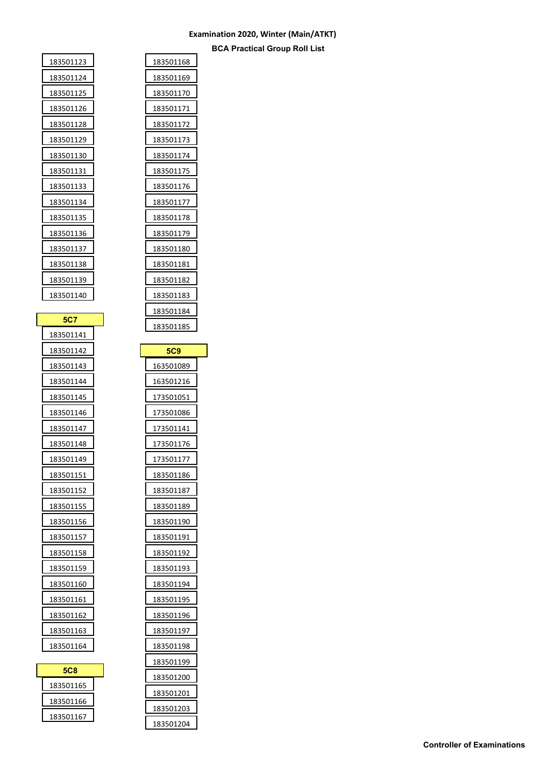**Examination 2020, Winter (Main/ATKT)**

**BCA Practical Group Roll List**

183501123
183501124
183501125
183501126
183501128
183501129
183501130
183501131
183501133
183501134
183501135
183501136
183501137
183501138
183501139
183501140

**5C7**

183501141
183501142
183501143
183501144
183501145
183501146
183501147
183501148
183501149
183501151
183501152
183501155
183501156
183501157
183501158
183501159
183501160
183501161
183501162
183501163
183501164

**5C8**

183501165
183501166
183501167
183501168
183501169
183501170
183501171
183501172
183501173
183501174
183501175
183501176
183501177
183501178
183501179
183501180
183501181
183501182
183501183
183501184
183501185

**5C9**

163501089
163501216
173501051
173501086
173501141
173501176
173501177
183501186
183501187
183501189
183501190
183501191
183501192
183501193
183501194
183501195
183501196
183501197
183501198
183501199
183501200
183501201
183501203
183501204

**Controller of Examinations**